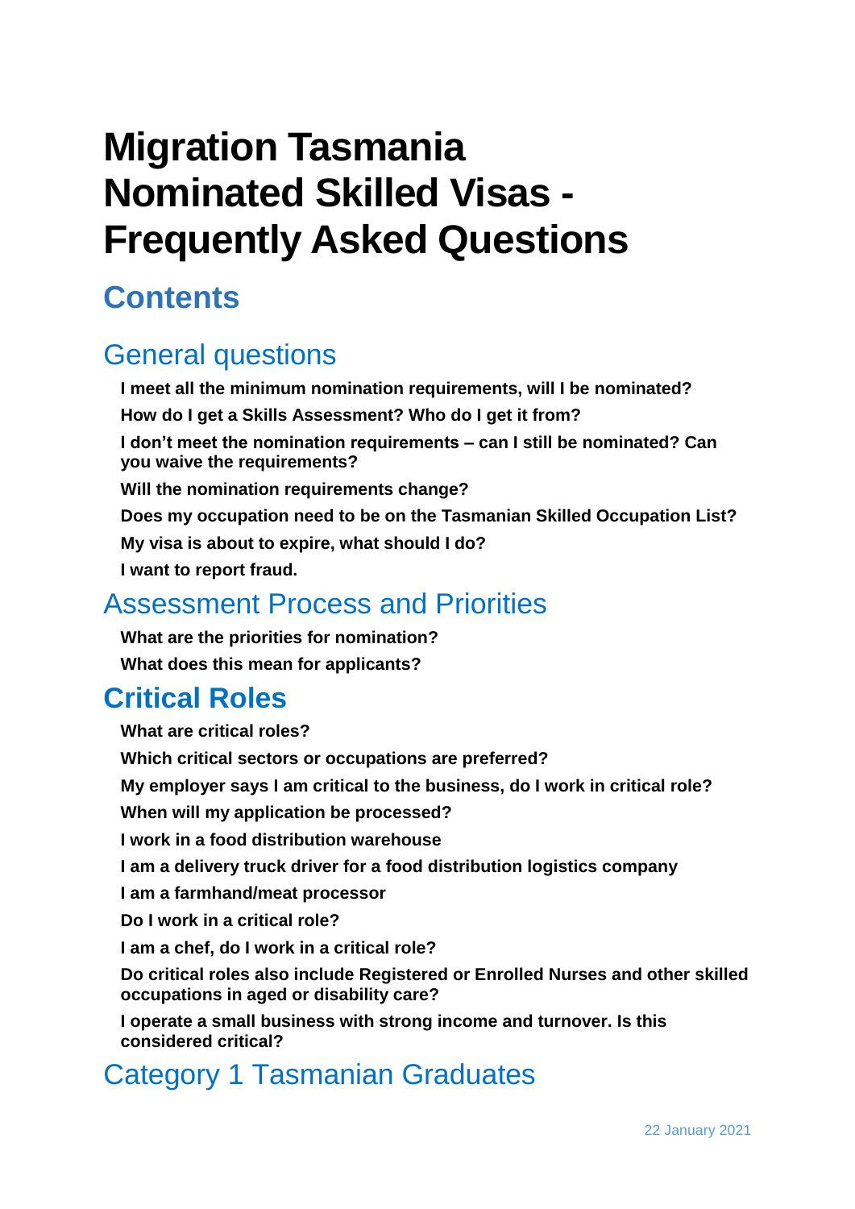# Migration Tasmania Nominated Skilled Visas - Frequently Asked Questions

## Contents

### General questions

**I meet all the minimum nomination requirements, will I be nominated?**

**How do I get a Skills Assessment? Who do I get it from?**

**I don't meet the nomination requirements – can I still be nominated? Can you waive the requirements?**

**Will the nomination requirements change?**

**Does my occupation need to be on the Tasmanian Skilled Occupation List?**

**My visa is about to expire, what should I do?**

**I want to report fraud.**

### Assessment Process and Priorities

**What are the priorities for nomination?**

**What does this mean for applicants?**

### Critical Roles

**What are critical roles?**

**Which critical sectors or occupations are preferred?**

**My employer says I am critical to the business, do I work in critical role?**

**When will my application be processed?**

**I work in a food distribution warehouse**

**I am a delivery truck driver for a food distribution logistics company**

**I am a farmhand/meat processor**

**Do I work in a critical role?**

**I am a chef, do I work in a critical role?**

**Do critical roles also include Registered or Enrolled Nurses and other skilled occupations in aged or disability care?**

**I operate a small business with strong income and turnover. Is this considered critical?**

### Category 1 Tasmanian Graduates

22 January 2021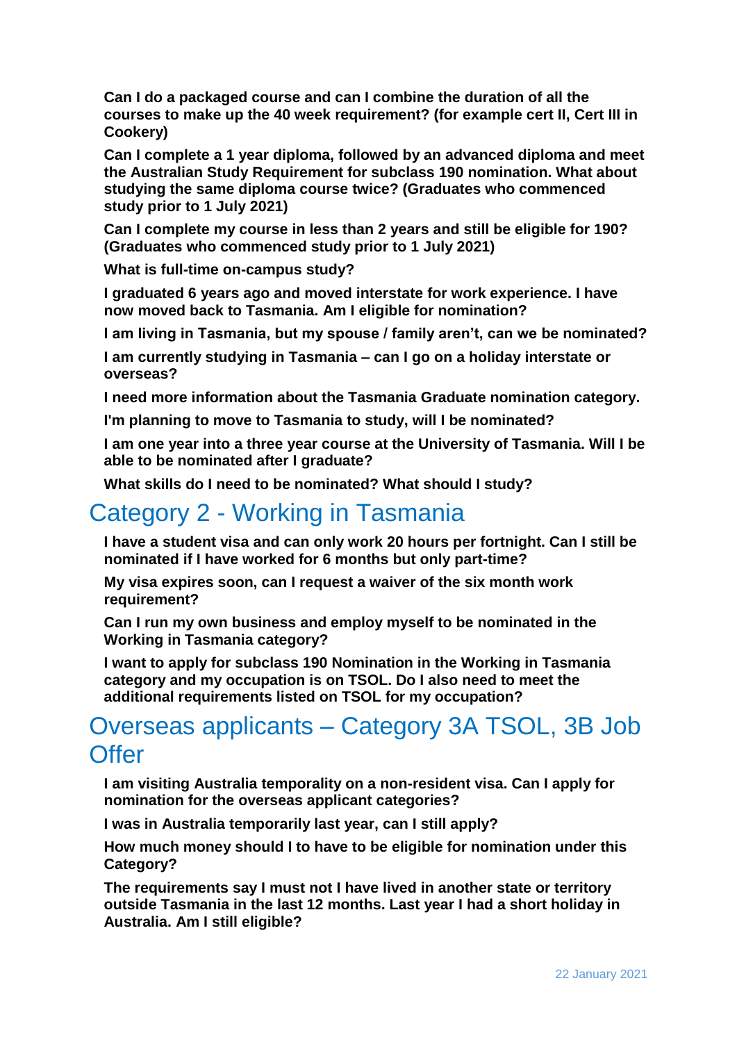**Can I do a packaged course and can I combine the duration of all the courses to make up the 40 week requirement? (for example cert II, Cert III in Cookery)**

**Can I complete a 1 year diploma, followed by an advanced diploma and meet the Australian Study Requirement for subclass 190 nomination. What about studying the same diploma course twice? (Graduates who commenced study prior to 1 July 2021)**

**Can I complete my course in less than 2 years and still be eligible for 190? (Graduates who commenced study prior to 1 July 2021)**

**What is full-time on-campus study?**

**I graduated 6 years ago and moved interstate for work experience. I have now moved back to Tasmania. Am I eligible for nomination?**

**I am living in Tasmania, but my spouse / family aren't, can we be nominated?**

**I am currently studying in Tasmania – can I go on a holiday interstate or overseas?**

**I need more information about the Tasmania Graduate nomination category.**

**I'm planning to move to Tasmania to study, will I be nominated?**

**I am one year into a three year course at the University of Tasmania. Will I be able to be nominated after I graduate?**

**What skills do I need to be nominated? What should I study?**

## Category 2 - Working in Tasmania

**I have a student visa and can only work 20 hours per fortnight. Can I still be nominated if I have worked for 6 months but only part-time?**

**My visa expires soon, can I request a waiver of the six month work requirement?**

**Can I run my own business and employ myself to be nominated in the Working in Tasmania category?**

**I want to apply for subclass 190 Nomination in the Working in Tasmania category and my occupation is on TSOL. Do I also need to meet the additional requirements listed on TSOL for my occupation?**

## Overseas applicants – Category 3A TSOL, 3B Job Offer

**I am visiting Australia temporality on a non-resident visa. Can I apply for nomination for the overseas applicant categories?**

**I was in Australia temporarily last year, can I still apply?**

**How much money should I to have to be eligible for nomination under this Category?**

**The requirements say I must not I have lived in another state or territory outside Tasmania in the last 12 months. Last year I had a short holiday in Australia. Am I still eligible?**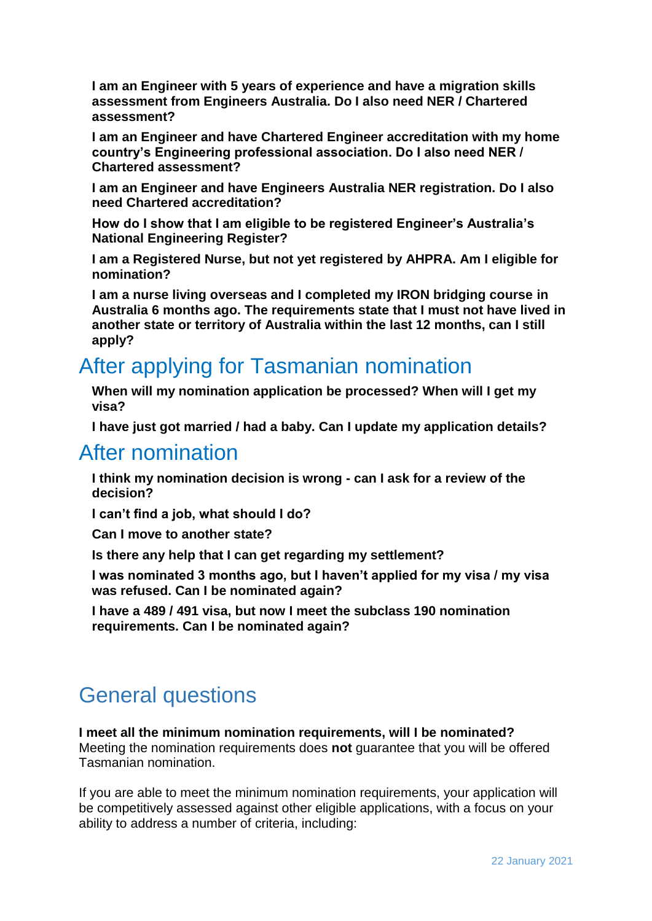**I am an Engineer with 5 years of experience and have a migration skills assessment from Engineers Australia. Do I also need NER / Chartered assessment?**

**I am an Engineer and have Chartered Engineer accreditation with my home country's Engineering professional association. Do I also need NER / Chartered assessment?**

**I am an Engineer and have Engineers Australia NER registration. Do I also need Chartered accreditation?**

**How do I show that I am eligible to be registered Engineer's Australia's National Engineering Register?**

**I am a Registered Nurse, but not yet registered by AHPRA. Am I eligible for nomination?**

**I am a nurse living overseas and I completed my IRON bridging course in Australia 6 months ago. The requirements state that I must not have lived in another state or territory of Australia within the last 12 months, can I still apply?**

## After applying for Tasmanian nomination

**When will my nomination application be processed? When will I get my visa?**

**I have just got married / had a baby. Can I update my application details?**

## After nomination

**I think my nomination decision is wrong - can I ask for a review of the decision?**

**I can't find a job, what should I do?**

**Can I move to another state?**

**Is there any help that I can get regarding my settlement?**

**I was nominated 3 months ago, but I haven't applied for my visa / my visa was refused. Can I be nominated again?**

**I have a 489 / 491 visa, but now I meet the subclass 190 nomination requirements. Can I be nominated again?**

# General questions

**I meet all the minimum nomination requirements, will I be nominated?**
Meeting the nomination requirements does **not** guarantee that you will be offered Tasmanian nomination.

If you are able to meet the minimum nomination requirements, your application will be competitively assessed against other eligible applications, with a focus on your ability to address a number of criteria, including: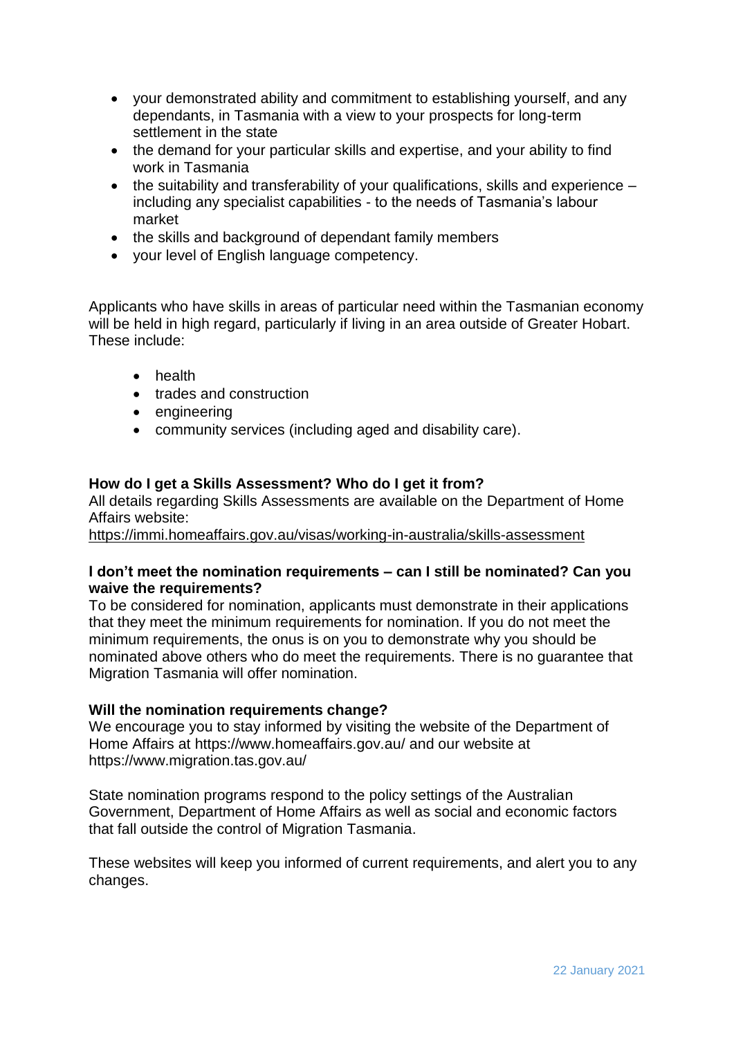- your demonstrated ability and commitment to establishing yourself, and any dependants, in Tasmania with a view to your prospects for long-term settlement in the state
- the demand for your particular skills and expertise, and your ability to find work in Tasmania
- the suitability and transferability of your qualifications, skills and experience – including any specialist capabilities - to the needs of Tasmania's labour market
- the skills and background of dependant family members
- your level of English language competency.

Applicants who have skills in areas of particular need within the Tasmanian economy will be held in high regard, particularly if living in an area outside of Greater Hobart. These include:

- health
- trades and construction
- engineering
- community services (including aged and disability care).

**How do I get a Skills Assessment? Who do I get it from?**

All details regarding Skills Assessments are available on the Department of Home Affairs website:
https://immi.homeaffairs.gov.au/visas/working-in-australia/skills-assessment

**I don't meet the nomination requirements – can I still be nominated? Can you waive the requirements?**

To be considered for nomination, applicants must demonstrate in their applications that they meet the minimum requirements for nomination. If you do not meet the minimum requirements, the onus is on you to demonstrate why you should be nominated above others who do meet the requirements. There is no guarantee that Migration Tasmania will offer nomination.

**Will the nomination requirements change?**

We encourage you to stay informed by visiting the website of the Department of Home Affairs at https://www.homeaffairs.gov.au/ and our website at https://www.migration.tas.gov.au/

State nomination programs respond to the policy settings of the Australian Government, Department of Home Affairs as well as social and economic factors that fall outside the control of Migration Tasmania.

These websites will keep you informed of current requirements, and alert you to any changes.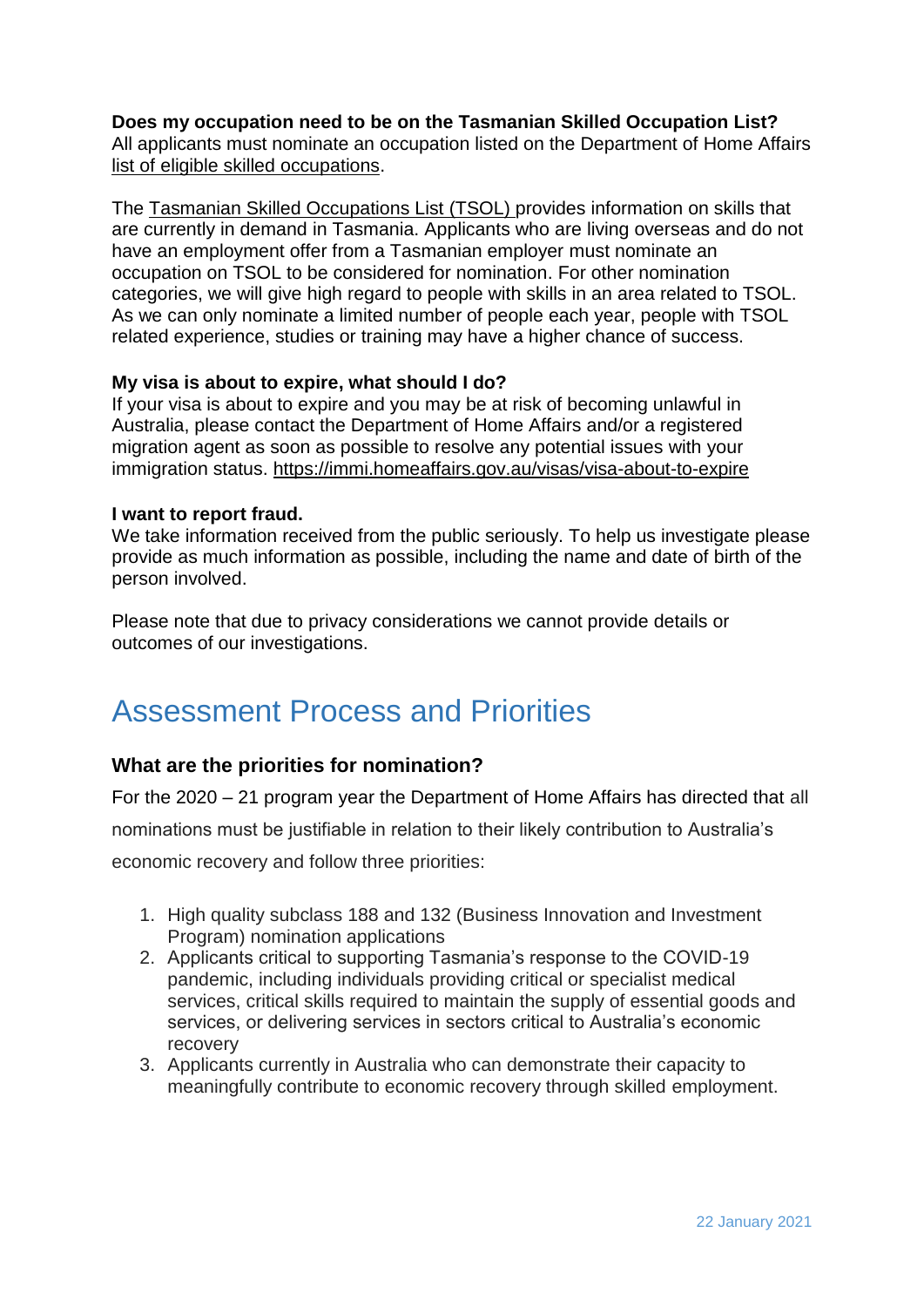**Does my occupation need to be on the Tasmanian Skilled Occupation List?**
All applicants must nominate an occupation listed on the Department of Home Affairs list of eligible skilled occupations.

The Tasmanian Skilled Occupations List (TSOL) provides information on skills that are currently in demand in Tasmania. Applicants who are living overseas and do not have an employment offer from a Tasmanian employer must nominate an occupation on TSOL to be considered for nomination. For other nomination categories, we will give high regard to people with skills in an area related to TSOL. As we can only nominate a limited number of people each year, people with TSOL related experience, studies or training may have a higher chance of success.

**My visa is about to expire, what should I do?**
If your visa is about to expire and you may be at risk of becoming unlawful in Australia, please contact the Department of Home Affairs and/or a registered migration agent as soon as possible to resolve any potential issues with your immigration status. https://immi.homeaffairs.gov.au/visas/visa-about-to-expire

**I want to report fraud.**
We take information received from the public seriously. To help us investigate please provide as much information as possible, including the name and date of birth of the person involved.

Please note that due to privacy considerations we cannot provide details or outcomes of our investigations.

# Assessment Process and Priorities

### What are the priorities for nomination?

For the 2020 – 21 program year the Department of Home Affairs has directed that all nominations must be justifiable in relation to their likely contribution to Australia's economic recovery and follow three priorities:

1. High quality subclass 188 and 132 (Business Innovation and Investment Program) nomination applications
2. Applicants critical to supporting Tasmania's response to the COVID-19 pandemic, including individuals providing critical or specialist medical services, critical skills required to maintain the supply of essential goods and services, or delivering services in sectors critical to Australia's economic recovery
3. Applicants currently in Australia who can demonstrate their capacity to meaningfully contribute to economic recovery through skilled employment.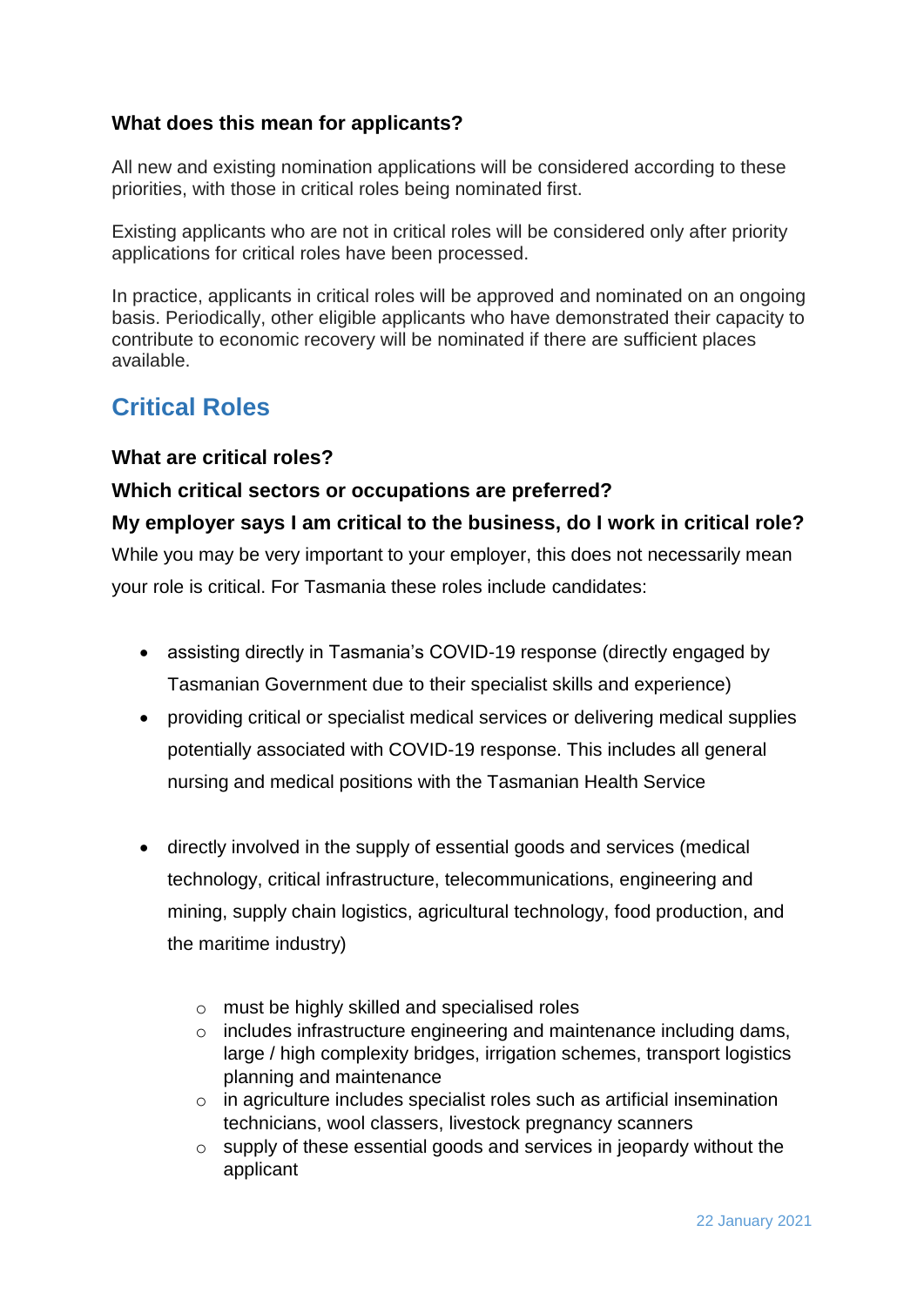### What does this mean for applicants?

All new and existing nomination applications will be considered according to these priorities, with those in critical roles being nominated first.

Existing applicants who are not in critical roles will be considered only after priority applications for critical roles have been processed.

In practice, applicants in critical roles will be approved and nominated on an ongoing basis. Periodically, other eligible applicants who have demonstrated their capacity to contribute to economic recovery will be nominated if there are sufficient places available.

## Critical Roles

### What are critical roles?

### Which critical sectors or occupations are preferred?

### My employer says I am critical to the business, do I work in critical role?

While you may be very important to your employer, this does not necessarily mean your role is critical. For Tasmania these roles include candidates:

- assisting directly in Tasmania's COVID-19 response (directly engaged by Tasmanian Government due to their specialist skills and experience)
- providing critical or specialist medical services or delivering medical supplies potentially associated with COVID-19 response. This includes all general nursing and medical positions with the Tasmanian Health Service
- directly involved in the supply of essential goods and services (medical technology, critical infrastructure, telecommunications, engineering and mining, supply chain logistics, agricultural technology, food production, and the maritime industry)
  - must be highly skilled and specialised roles
  - includes infrastructure engineering and maintenance including dams, large / high complexity bridges, irrigation schemes, transport logistics planning and maintenance
  - in agriculture includes specialist roles such as artificial insemination technicians, wool classers, livestock pregnancy scanners
  - supply of these essential goods and services in jeopardy without the applicant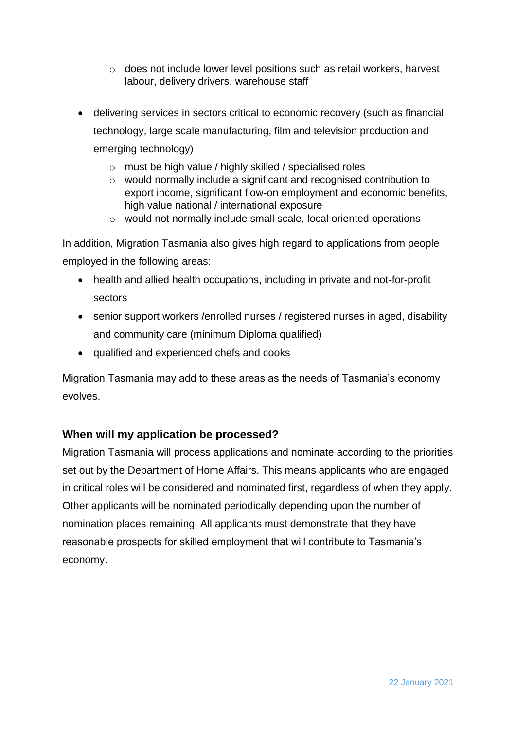- does not include lower level positions such as retail workers, harvest labour, delivery drivers, warehouse staff

- delivering services in sectors critical to economic recovery (such as financial technology, large scale manufacturing, film and television production and emerging technology)
    - must be high value / highly skilled / specialised roles
    - would normally include a significant and recognised contribution to export income, significant flow-on employment and economic benefits, high value national / international exposure
    - would not normally include small scale, local oriented operations

In addition, Migration Tasmania also gives high regard to applications from people employed in the following areas:

- health and allied health occupations, including in private and not-for-profit sectors
- senior support workers /enrolled nurses / registered nurses in aged, disability and community care (minimum Diploma qualified)
- qualified and experienced chefs and cooks

Migration Tasmania may add to these areas as the needs of Tasmania's economy evolves.

### When will my application be processed?

Migration Tasmania will process applications and nominate according to the priorities set out by the Department of Home Affairs. This means applicants who are engaged in critical roles will be considered and nominated first, regardless of when they apply. Other applicants will be nominated periodically depending upon the number of nomination places remaining. All applicants must demonstrate that they have reasonable prospects for skilled employment that will contribute to Tasmania's economy.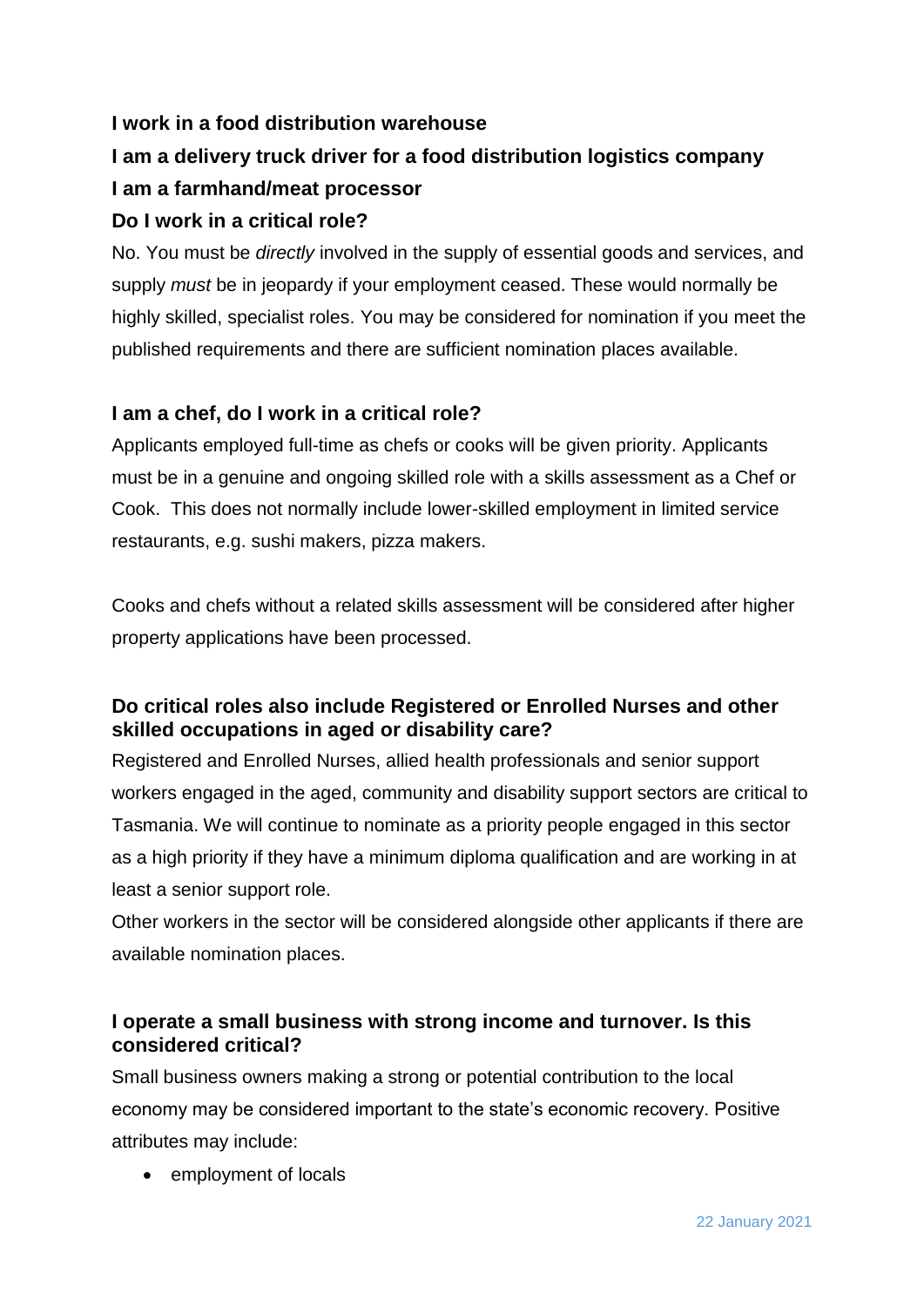**I work in a food distribution warehouse**

**I am a delivery truck driver for a food distribution logistics company**

**I am a farmhand/meat processor**

**Do I work in a critical role?**

No. You must be *directly* involved in the supply of essential goods and services, and supply *must* be in jeopardy if your employment ceased. These would normally be highly skilled, specialist roles. You may be considered for nomination if you meet the published requirements and there are sufficient nomination places available.

**I am a chef, do I work in a critical role?**

Applicants employed full-time as chefs or cooks will be given priority. Applicants must be in a genuine and ongoing skilled role with a skills assessment as a Chef or Cook. This does not normally include lower-skilled employment in limited service restaurants, e.g. sushi makers, pizza makers.

Cooks and chefs without a related skills assessment will be considered after higher property applications have been processed.

**Do critical roles also include Registered or Enrolled Nurses and other skilled occupations in aged or disability care?**

Registered and Enrolled Nurses, allied health professionals and senior support workers engaged in the aged, community and disability support sectors are critical to Tasmania. We will continue to nominate as a priority people engaged in this sector as a high priority if they have a minimum diploma qualification and are working in at least a senior support role.

Other workers in the sector will be considered alongside other applicants if there are available nomination places.

**I operate a small business with strong income and turnover. Is this considered critical?**

Small business owners making a strong or potential contribution to the local economy may be considered important to the state's economic recovery. Positive attributes may include:

- employment of locals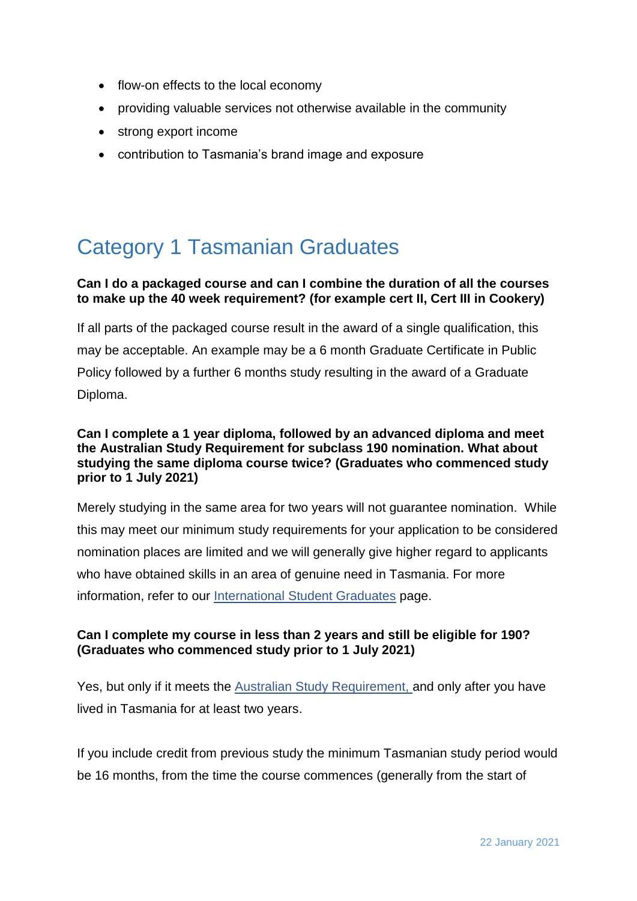- flow-on effects to the local economy
- providing valuable services not otherwise available in the community
- strong export income
- contribution to Tasmania's brand image and exposure

# Category 1 Tasmanian Graduates

**Can I do a packaged course and can I combine the duration of all the courses to make up the 40 week requirement? (for example cert II, Cert III in Cookery)**

If all parts of the packaged course result in the award of a single qualification, this may be acceptable. An example may be a 6 month Graduate Certificate in Public Policy followed by a further 6 months study resulting in the award of a Graduate Diploma.

**Can I complete a 1 year diploma, followed by an advanced diploma and meet the Australian Study Requirement for subclass 190 nomination. What about studying the same diploma course twice? (Graduates who commenced study prior to 1 July 2021)**

Merely studying in the same area for two years will not guarantee nomination. While this may meet our minimum study requirements for your application to be considered nomination places are limited and we will generally give higher regard to applicants who have obtained skills in an area of genuine need in Tasmania. For more information, refer to our International Student Graduates page.

**Can I complete my course in less than 2 years and still be eligible for 190? (Graduates who commenced study prior to 1 July 2021)**

Yes, but only if it meets the Australian Study Requirement, and only after you have lived in Tasmania for at least two years.

If you include credit from previous study the minimum Tasmanian study period would be 16 months, from the time the course commences (generally from the start of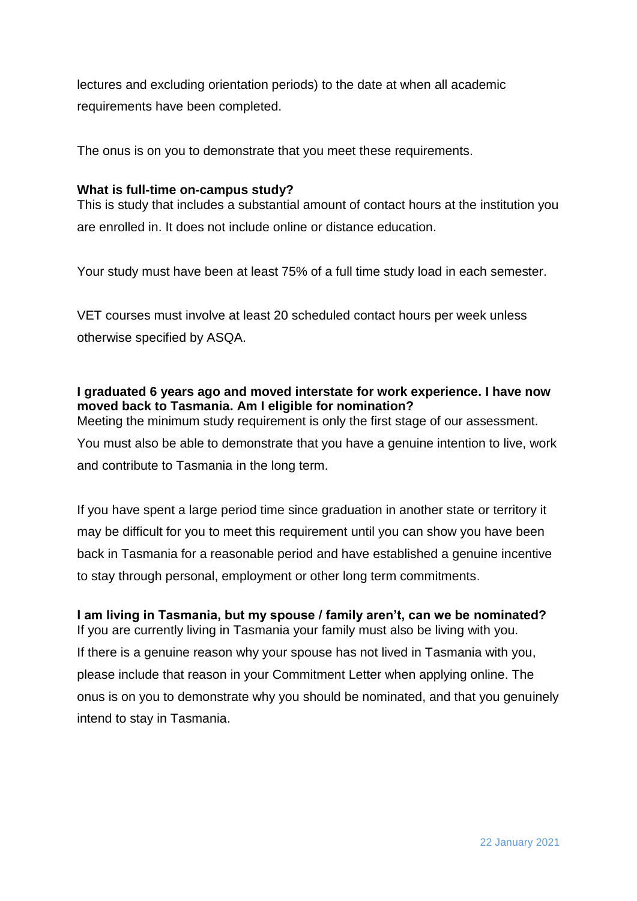lectures and excluding orientation periods) to the date at when all academic requirements have been completed.

The onus is on you to demonstrate that you meet these requirements.

**What is full-time on-campus study?**

This is study that includes a substantial amount of contact hours at the institution you are enrolled in. It does not include online or distance education.

Your study must have been at least 75% of a full time study load in each semester.

VET courses must involve at least 20 scheduled contact hours per week unless otherwise specified by ASQA.

**I graduated 6 years ago and moved interstate for work experience. I have now moved back to Tasmania. Am I eligible for nomination?**

Meeting the minimum study requirement is only the first stage of our assessment. You must also be able to demonstrate that you have a genuine intention to live, work and contribute to Tasmania in the long term.

If you have spent a large period time since graduation in another state or territory it may be difficult for you to meet this requirement until you can show you have been back in Tasmania for a reasonable period and have established a genuine incentive to stay through personal, employment or other long term commitments.

**I am living in Tasmania, but my spouse / family aren't, can we be nominated?**

If you are currently living in Tasmania your family must also be living with you. If there is a genuine reason why your spouse has not lived in Tasmania with you, please include that reason in your Commitment Letter when applying online. The onus is on you to demonstrate why you should be nominated, and that you genuinely intend to stay in Tasmania.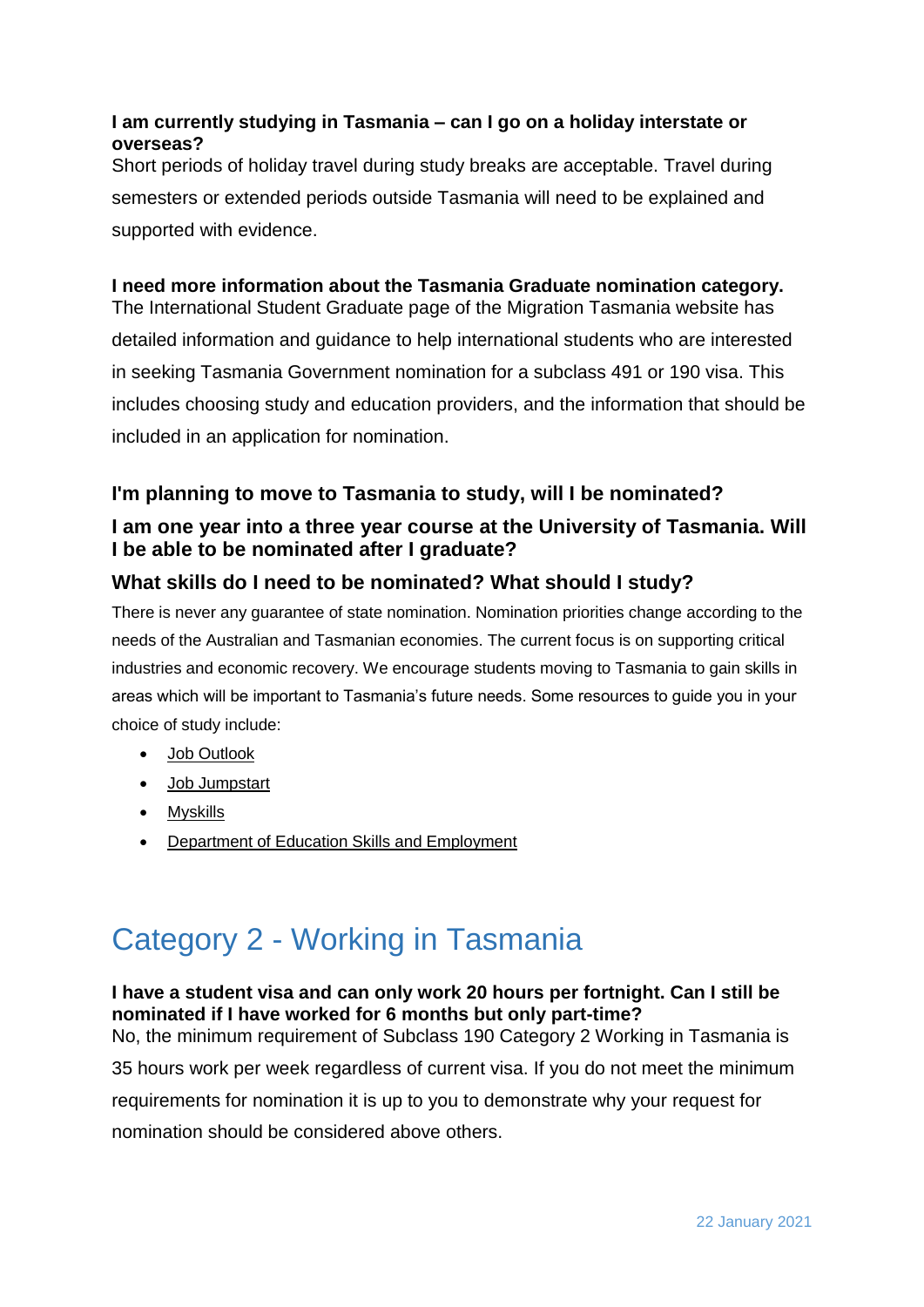**I am currently studying in Tasmania – can I go on a holiday interstate or overseas?**
Short periods of holiday travel during study breaks are acceptable. Travel during semesters or extended periods outside Tasmania will need to be explained and supported with evidence.

**I need more information about the Tasmania Graduate nomination category.**
The International Student Graduate page of the Migration Tasmania website has detailed information and guidance to help international students who are interested in seeking Tasmania Government nomination for a subclass 491 or 190 visa. This includes choosing study and education providers, and the information that should be included in an application for nomination.

### I'm planning to move to Tasmania to study, will I be nominated?

### I am one year into a three year course at the University of Tasmania. Will I be able to be nominated after I graduate?

### What skills do I need to be nominated? What should I study?

There is never any guarantee of state nomination. Nomination priorities change according to the needs of the Australian and Tasmanian economies. The current focus is on supporting critical industries and economic recovery. We encourage students moving to Tasmania to gain skills in areas which will be important to Tasmania's future needs. Some resources to guide you in your choice of study include:

- Job Outlook
- Job Jumpstart
- Myskills
- Department of Education Skills and Employment

# Category 2 - Working in Tasmania

**I have a student visa and can only work 20 hours per fortnight. Can I still be nominated if I have worked for 6 months but only part-time?**
No, the minimum requirement of Subclass 190 Category 2 Working in Tasmania is 35 hours work per week regardless of current visa. If you do not meet the minimum requirements for nomination it is up to you to demonstrate why your request for nomination should be considered above others.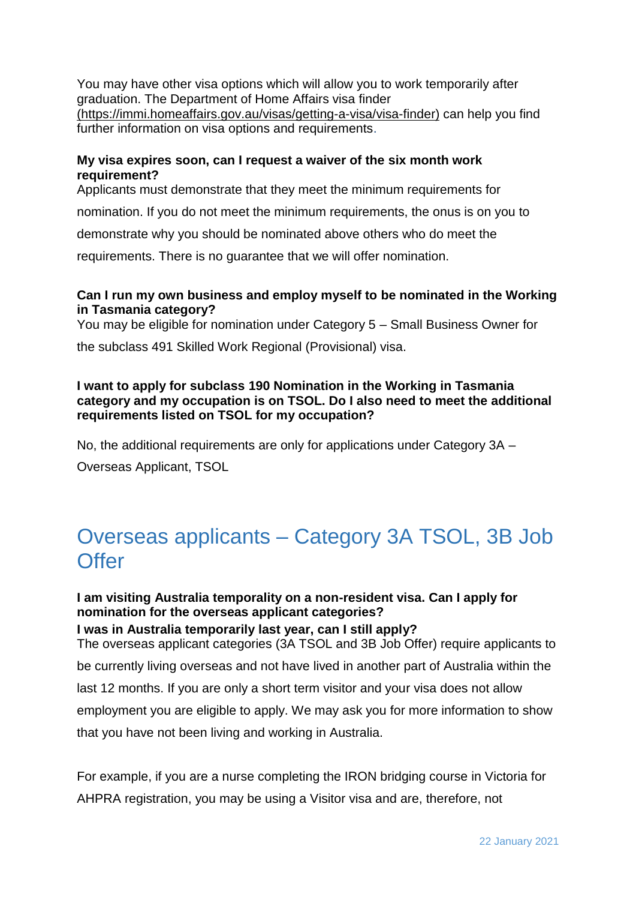You may have other visa options which will allow you to work temporarily after graduation. The Department of Home Affairs visa finder (https://immi.homeaffairs.gov.au/visas/getting-a-visa/visa-finder) can help you find further information on visa options and requirements.

**My visa expires soon, can I request a waiver of the six month work requirement?**

Applicants must demonstrate that they meet the minimum requirements for nomination. If you do not meet the minimum requirements, the onus is on you to demonstrate why you should be nominated above others who do meet the requirements. There is no guarantee that we will offer nomination.

**Can I run my own business and employ myself to be nominated in the Working in Tasmania category?**

You may be eligible for nomination under Category 5 – Small Business Owner for the subclass 491 Skilled Work Regional (Provisional) visa.

**I want to apply for subclass 190 Nomination in the Working in Tasmania category and my occupation is on TSOL. Do I also need to meet the additional requirements listed on TSOL for my occupation?**

No, the additional requirements are only for applications under Category 3A – Overseas Applicant, TSOL

## Overseas applicants – Category 3A TSOL, 3B Job Offer

**I am visiting Australia temporality on a non-resident visa. Can I apply for nomination for the overseas applicant categories?**

**I was in Australia temporarily last year, can I still apply?**

The overseas applicant categories (3A TSOL and 3B Job Offer) require applicants to be currently living overseas and not have lived in another part of Australia within the last 12 months. If you are only a short term visitor and your visa does not allow employment you are eligible to apply. We may ask you for more information to show that you have not been living and working in Australia.

For example, if you are a nurse completing the IRON bridging course in Victoria for AHPRA registration, you may be using a Visitor visa and are, therefore, not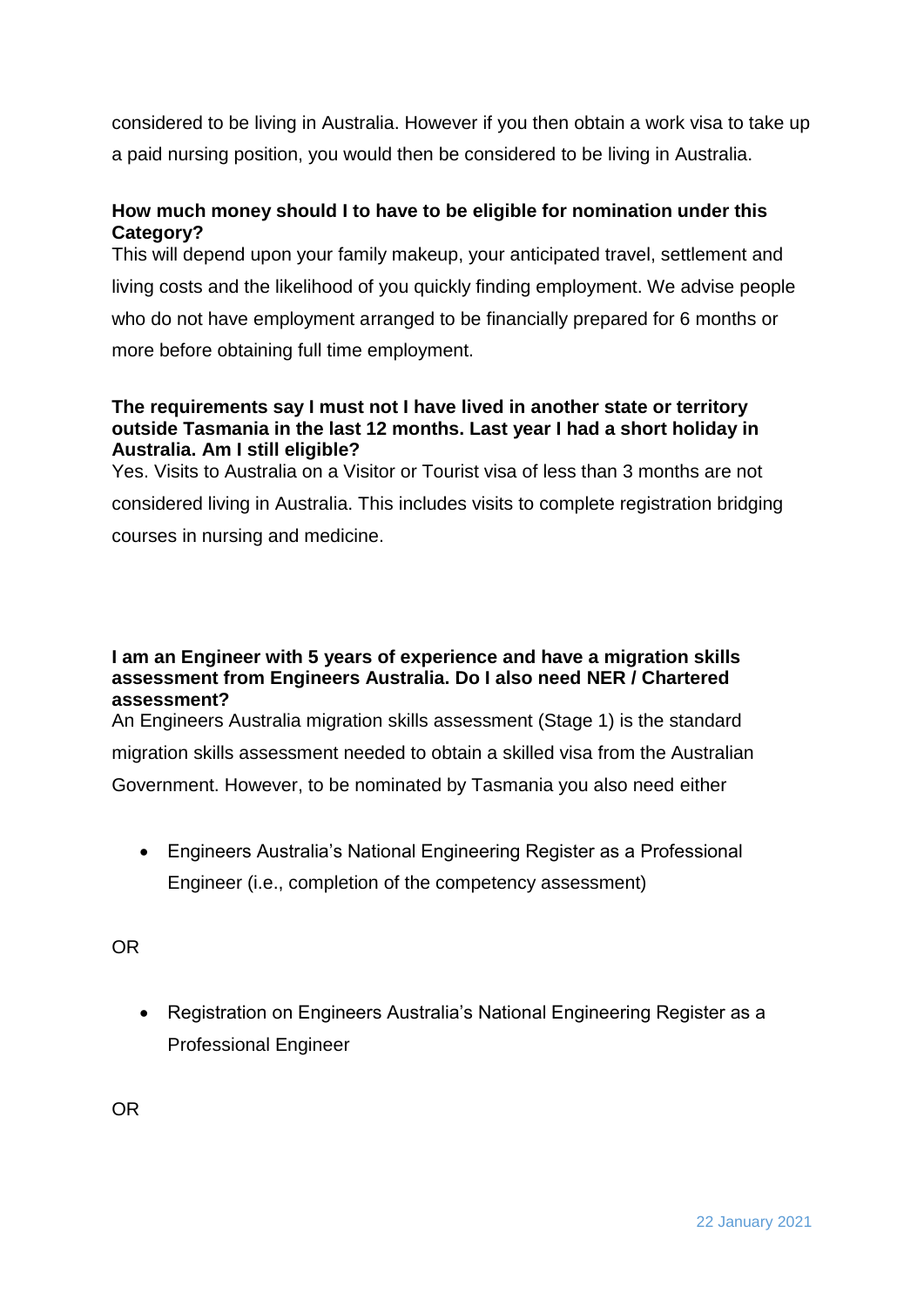considered to be living in Australia. However if you then obtain a work visa to take up a paid nursing position, you would then be considered to be living in Australia.

**How much money should I to have to be eligible for nomination under this Category?**

This will depend upon your family makeup, your anticipated travel, settlement and living costs and the likelihood of you quickly finding employment. We advise people who do not have employment arranged to be financially prepared for 6 months or more before obtaining full time employment.

**The requirements say I must not I have lived in another state or territory outside Tasmania in the last 12 months. Last year I had a short holiday in Australia. Am I still eligible?**

Yes. Visits to Australia on a Visitor or Tourist visa of less than 3 months are not considered living in Australia. This includes visits to complete registration bridging courses in nursing and medicine.

**I am an Engineer with 5 years of experience and have a migration skills assessment from Engineers Australia. Do I also need NER / Chartered assessment?**

An Engineers Australia migration skills assessment (Stage 1) is the standard migration skills assessment needed to obtain a skilled visa from the Australian Government. However, to be nominated by Tasmania you also need either

- Engineers Australia's National Engineering Register as a Professional Engineer (i.e., completion of the competency assessment)

OR

- Registration on Engineers Australia's National Engineering Register as a Professional Engineer

OR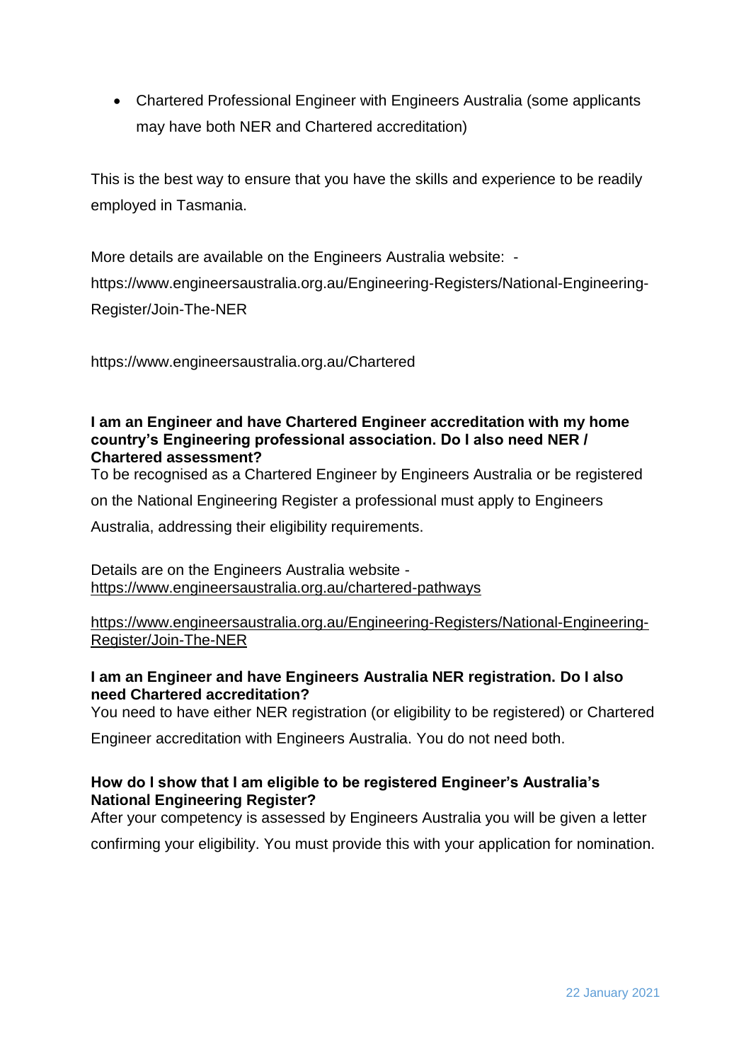- Chartered Professional Engineer with Engineers Australia (some applicants may have both NER and Chartered accreditation)

This is the best way to ensure that you have the skills and experience to be readily employed in Tasmania.

More details are available on the Engineers Australia website: - https://www.engineersaustralia.org.au/Engineering-Registers/National-Engineering-Register/Join-The-NER

https://www.engineersaustralia.org.au/Chartered

**I am an Engineer and have Chartered Engineer accreditation with my home country's Engineering professional association. Do I also need NER / Chartered assessment?**

To be recognised as a Chartered Engineer by Engineers Australia or be registered on the National Engineering Register a professional must apply to Engineers Australia, addressing their eligibility requirements.

Details are on the Engineers Australia website - https://www.engineersaustralia.org.au/chartered-pathways

https://www.engineersaustralia.org.au/Engineering-Registers/National-Engineering-Register/Join-The-NER

**I am an Engineer and have Engineers Australia NER registration. Do I also need Chartered accreditation?**

You need to have either NER registration (or eligibility to be registered) or Chartered Engineer accreditation with Engineers Australia. You do not need both.

**How do I show that I am eligible to be registered Engineer's Australia's National Engineering Register?**

After your competency is assessed by Engineers Australia you will be given a letter confirming your eligibility. You must provide this with your application for nomination.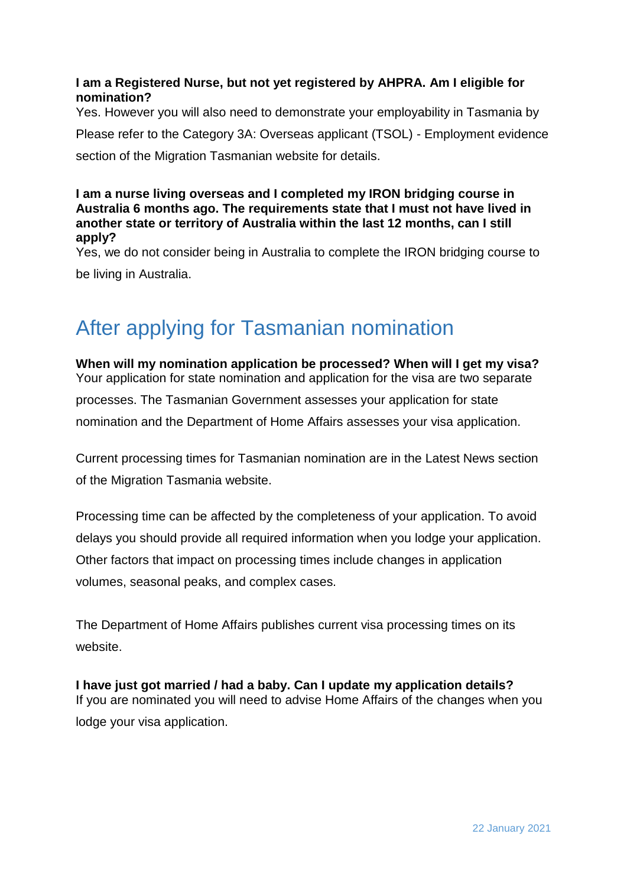**I am a Registered Nurse, but not yet registered by AHPRA. Am I eligible for nomination?**

Yes. However you will also need to demonstrate your employability in Tasmania by Please refer to the Category 3A: Overseas applicant (TSOL) - Employment evidence section of the Migration Tasmanian website for details.

**I am a nurse living overseas and I completed my IRON bridging course in Australia 6 months ago. The requirements state that I must not have lived in another state or territory of Australia within the last 12 months, can I still apply?**

Yes, we do not consider being in Australia to complete the IRON bridging course to be living in Australia.

## After applying for Tasmanian nomination

**When will my nomination application be processed? When will I get my visa?**

Your application for state nomination and application for the visa are two separate processes. The Tasmanian Government assesses your application for state nomination and the Department of Home Affairs assesses your visa application.

Current processing times for Tasmanian nomination are in the Latest News section of the Migration Tasmania website.

Processing time can be affected by the completeness of your application. To avoid delays you should provide all required information when you lodge your application. Other factors that impact on processing times include changes in application volumes, seasonal peaks, and complex cases.

The Department of Home Affairs publishes current visa processing times on its website.

**I have just got married / had a baby. Can I update my application details?**

If you are nominated you will need to advise Home Affairs of the changes when you lodge your visa application.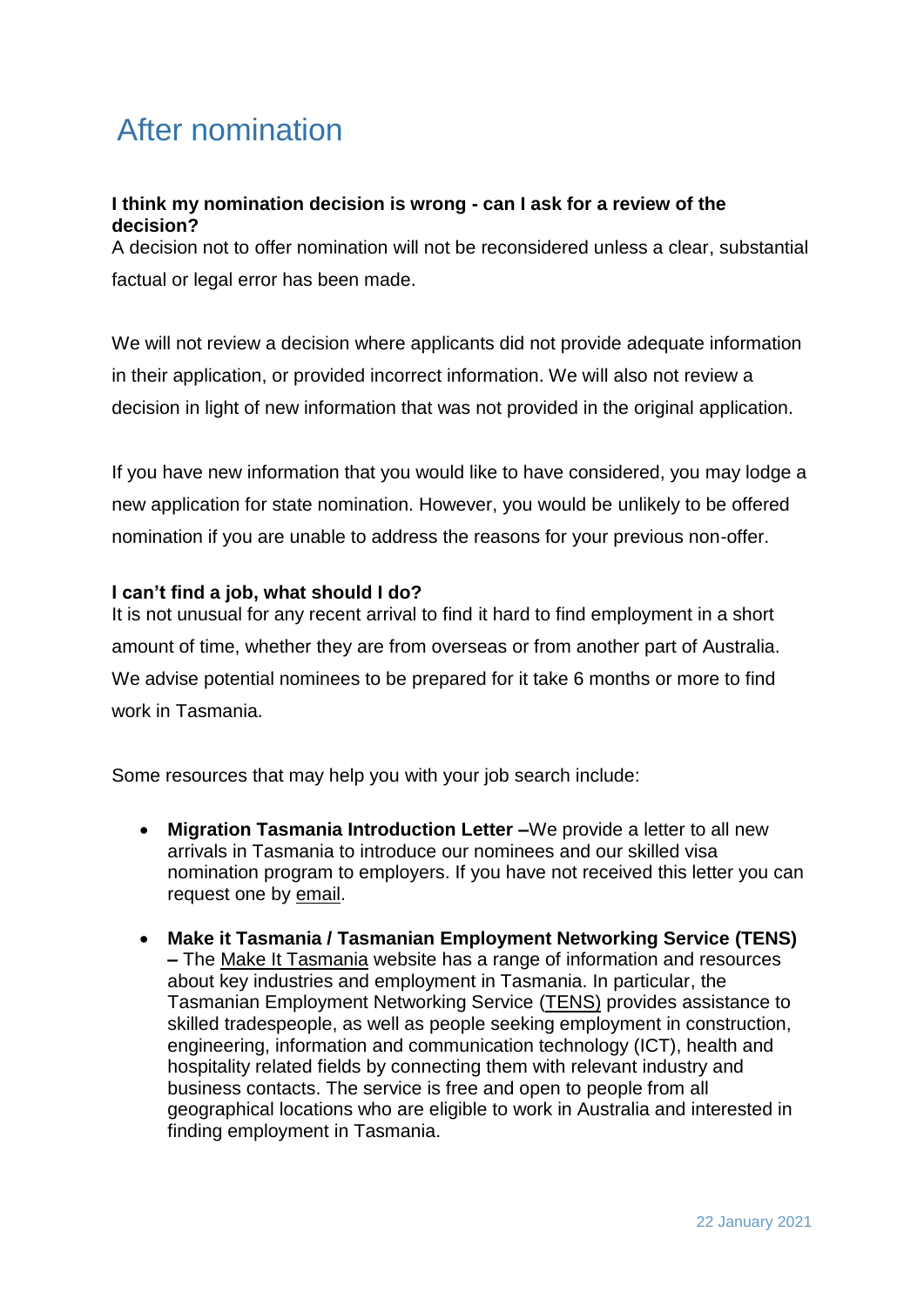# After nomination

**I think my nomination decision is wrong - can I ask for a review of the decision?**

A decision not to offer nomination will not be reconsidered unless a clear, substantial factual or legal error has been made.

We will not review a decision where applicants did not provide adequate information in their application, or provided incorrect information. We will also not review a decision in light of new information that was not provided in the original application.

If you have new information that you would like to have considered, you may lodge a new application for state nomination. However, you would be unlikely to be offered nomination if you are unable to address the reasons for your previous non-offer.

**I can't find a job, what should I do?**

It is not unusual for any recent arrival to find it hard to find employment in a short amount of time, whether they are from overseas or from another part of Australia. We advise potential nominees to be prepared for it take 6 months or more to find work in Tasmania.

Some resources that may help you with your job search include:

- **Migration Tasmania Introduction Letter –**We provide a letter to all new arrivals in Tasmania to introduce our nominees and our skilled visa nomination program to employers. If you have not received this letter you can request one by email.
- **Make it Tasmania / Tasmanian Employment Networking Service (TENS) –** The Make It Tasmania website has a range of information and resources about key industries and employment in Tasmania. In particular, the Tasmanian Employment Networking Service (TENS) provides assistance to skilled tradespeople, as well as people seeking employment in construction, engineering, information and communication technology (ICT), health and hospitality related fields by connecting them with relevant industry and business contacts. The service is free and open to people from all geographical locations who are eligible to work in Australia and interested in finding employment in Tasmania.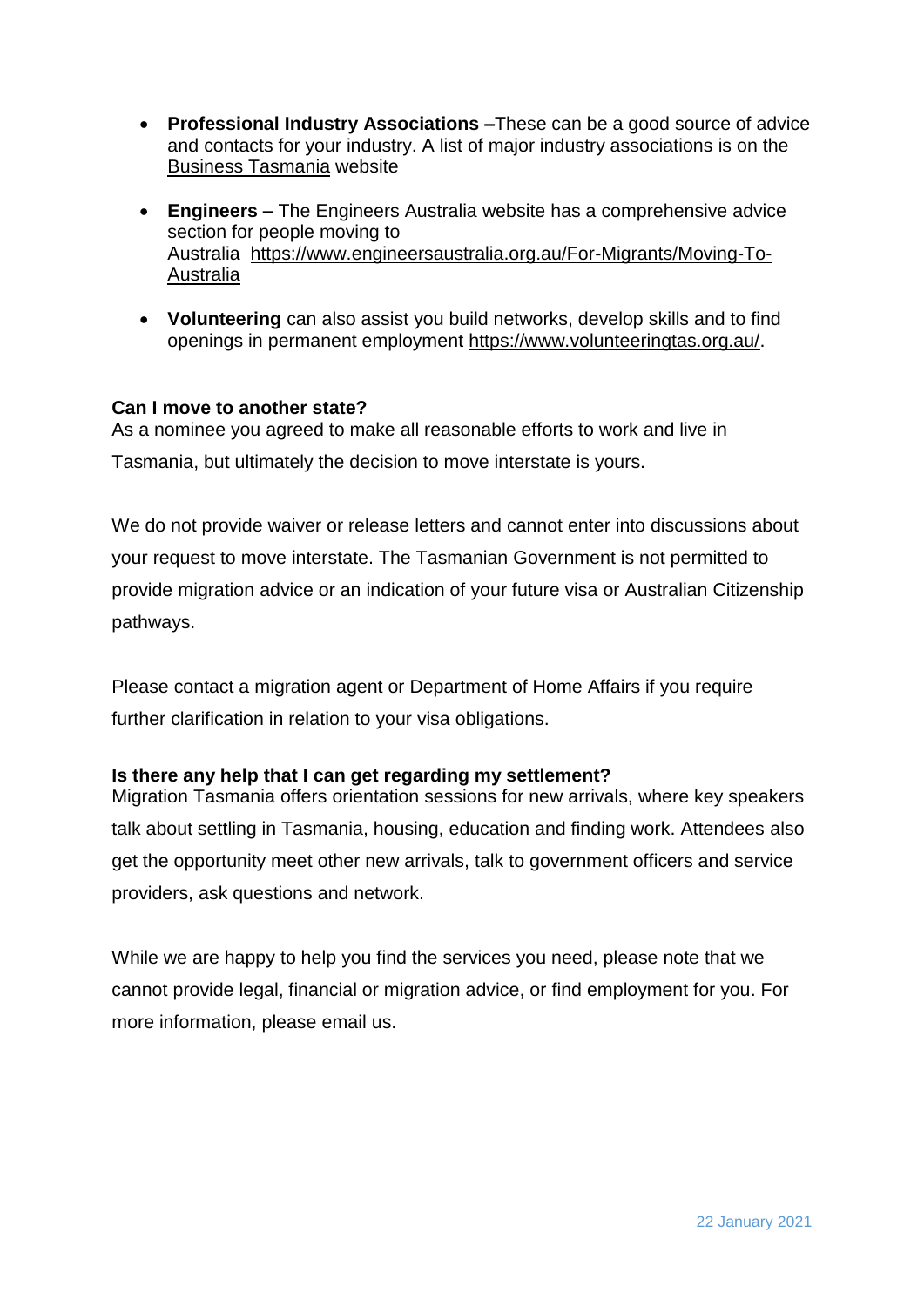- **Professional Industry Associations –**These can be a good source of advice and contacts for your industry. A list of major industry associations is on the Business Tasmania website
- **Engineers –** The Engineers Australia website has a comprehensive advice section for people moving to Australia https://www.engineersaustralia.org.au/For-Migrants/Moving-To-Australia
- **Volunteering** can also assist you build networks, develop skills and to find openings in permanent employment https://www.volunteeringtas.org.au/.

**Can I move to another state?**

As a nominee you agreed to make all reasonable efforts to work and live in Tasmania, but ultimately the decision to move interstate is yours.

We do not provide waiver or release letters and cannot enter into discussions about your request to move interstate. The Tasmanian Government is not permitted to provide migration advice or an indication of your future visa or Australian Citizenship pathways.

Please contact a migration agent or Department of Home Affairs if you require further clarification in relation to your visa obligations.

**Is there any help that I can get regarding my settlement?**

Migration Tasmania offers orientation sessions for new arrivals, where key speakers talk about settling in Tasmania, housing, education and finding work. Attendees also get the opportunity meet other new arrivals, talk to government officers and service providers, ask questions and network.

While we are happy to help you find the services you need, please note that we cannot provide legal, financial or migration advice, or find employment for you. For more information, please email us.

22 January 2021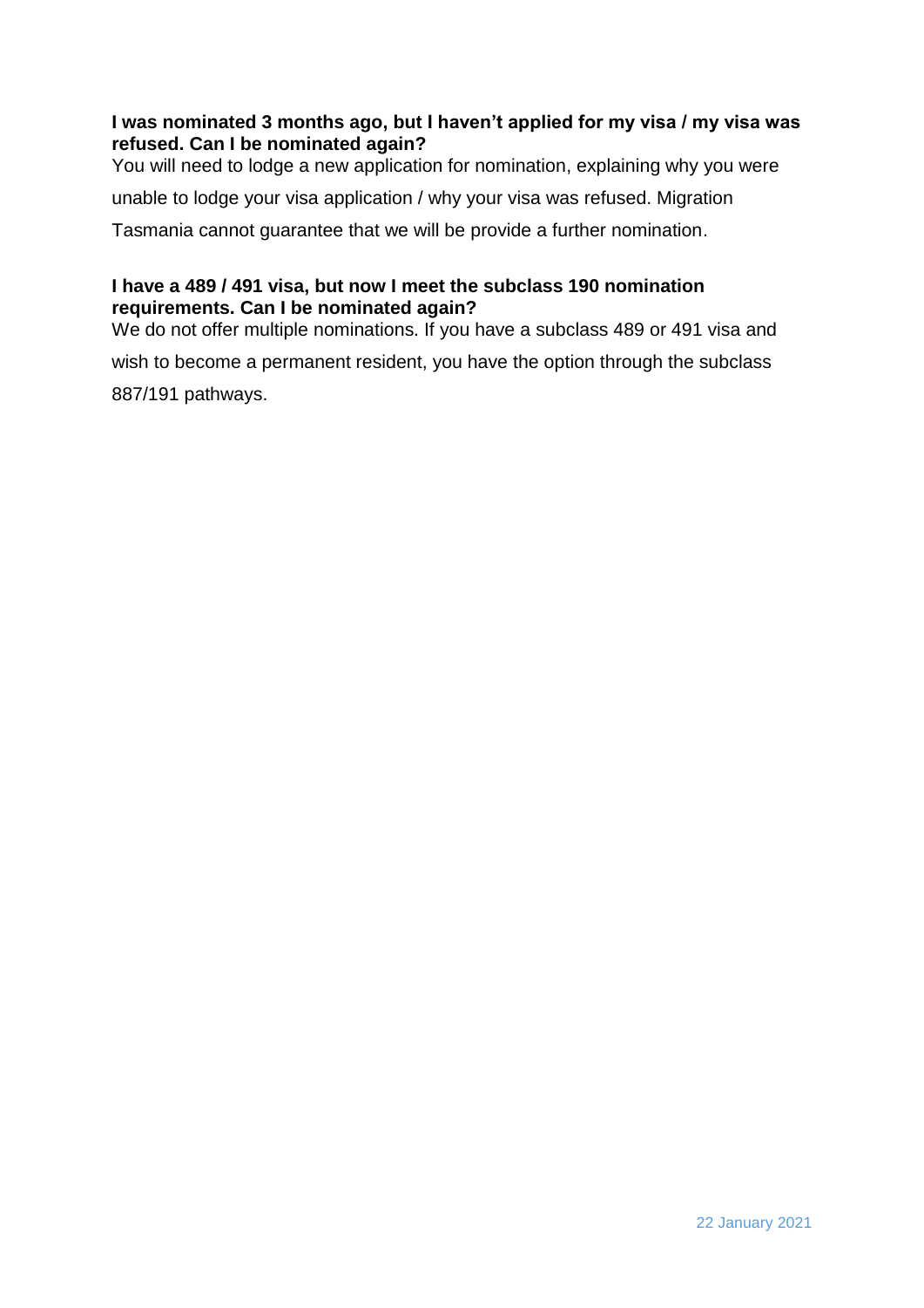**I was nominated 3 months ago, but I haven’t applied for my visa / my visa was refused. Can I be nominated again?**

You will need to lodge a new application for nomination, explaining why you were unable to lodge your visa application / why your visa was refused. Migration Tasmania cannot guarantee that we will be provide a further nomination.

**I have a 489 / 491 visa, but now I meet the subclass 190 nomination requirements. Can I be nominated again?**

We do not offer multiple nominations. If you have a subclass 489 or 491 visa and wish to become a permanent resident, you have the option through the subclass 887/191 pathways.

22 January 2021